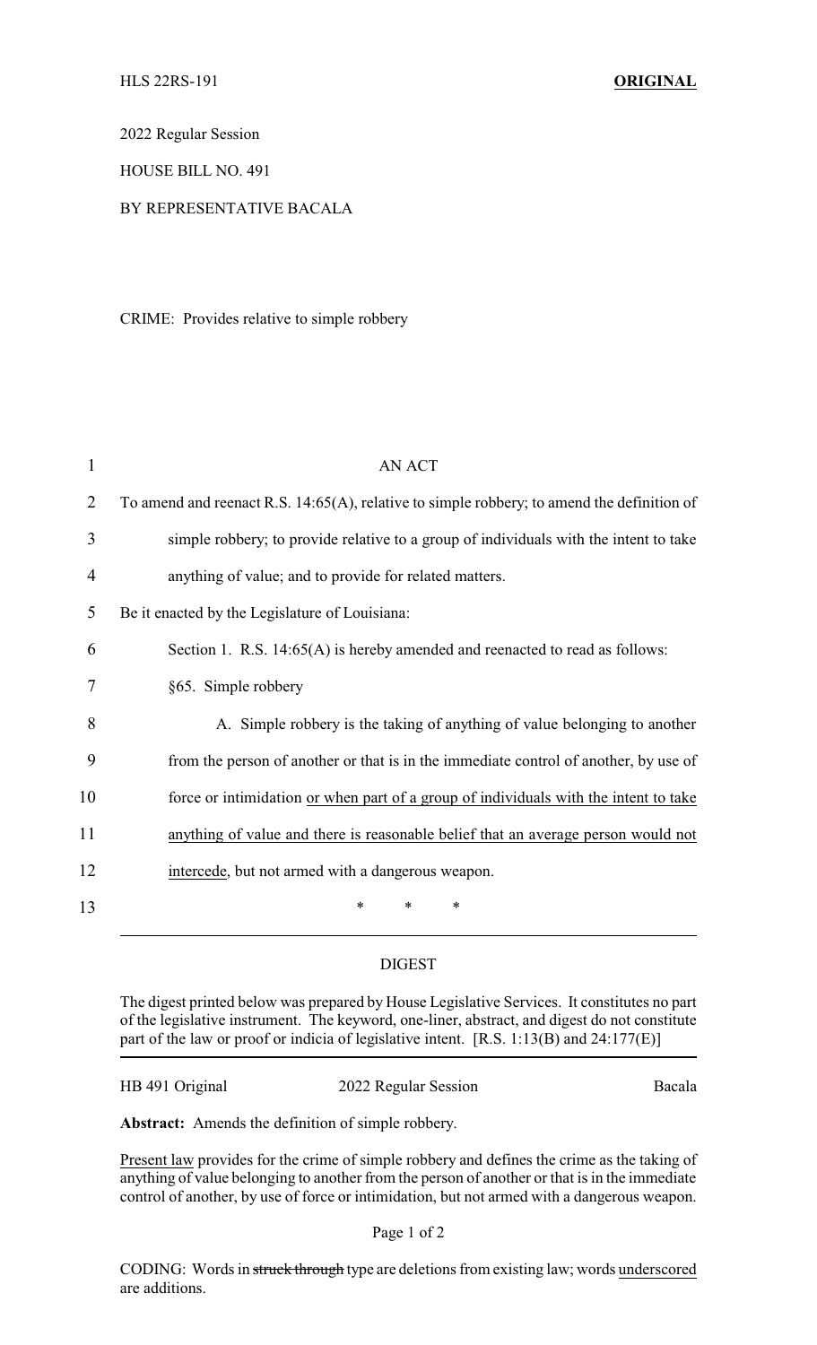HLS 22RS-191 **ORIGINAL**

2022 Regular Session

HOUSE BILL NO. 491

BY REPRESENTATIVE BACALA

CRIME: Provides relative to simple robbery

AN ACT

To amend and reenact R.S. 14:65(A), relative to simple robbery; to amend the definition of simple robbery; to provide relative to a group of individuals with the intent to take anything of value; and to provide for related matters.

Be it enacted by the Legislature of Louisiana:

Section 1. R.S. 14:65(A) is hereby amended and reenacted to read as follows:

§65. Simple robbery

A. Simple robbery is the taking of anything of value belonging to another from the person of another or that is in the immediate control of another, by use of force or intimidation <u>or when part of a group of individuals with the intent to take anything of value and there is reasonable belief that an average person would not intercede</u>, but not armed with a dangerous weapon.

\* \* \*

## DIGEST

The digest printed below was prepared by House Legislative Services. It constitutes no part of the legislative instrument. The keyword, one-liner, abstract, and digest do not constitute part of the law or proof or indicia of legislative intent. [R.S. 1:13(B) and 24:177(E)]

HB 491 Original — 2022 Regular Session — Bacala

**Abstract:** Amends the definition of simple robbery.

<u>Present law</u> provides for the crime of simple robbery and defines the crime as the taking of anything of value belonging to another from the person of another or that is in the immediate control of another, by use of force or intimidation, but not armed with a dangerous weapon.

CODING: Words in ~~struck through~~ type are deletions from existing law; words <u>underscored</u> are additions.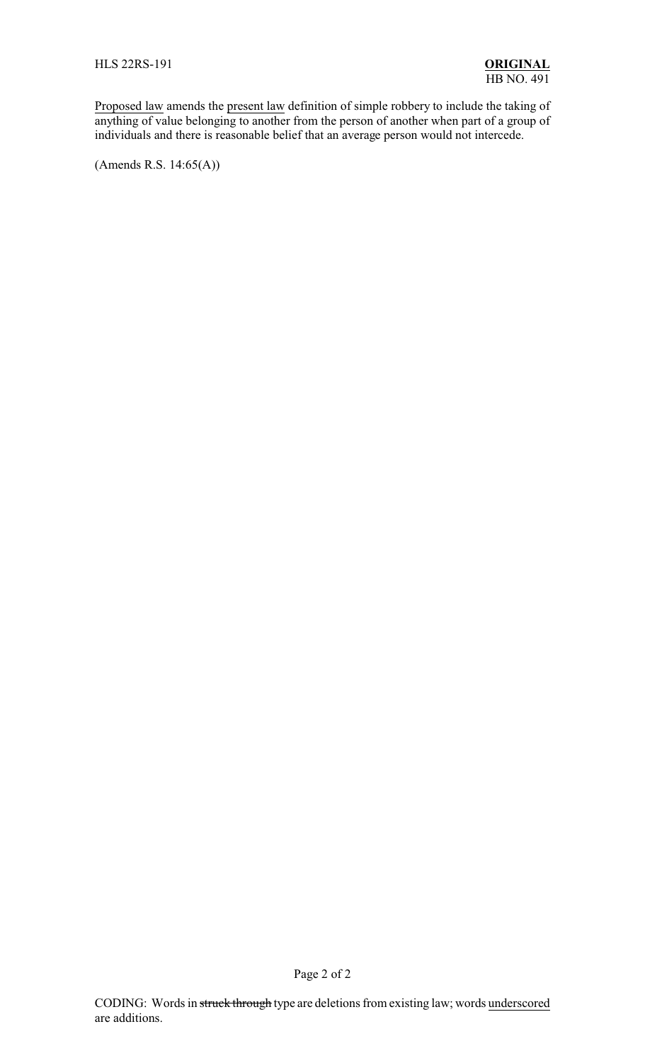Proposed law amends the present law definition of simple robbery to include the taking of anything of value belonging to another from the person of another when part of a group of individuals and there is reasonable belief that an average person would not intercede.

(Amends R.S. 14:65(A))